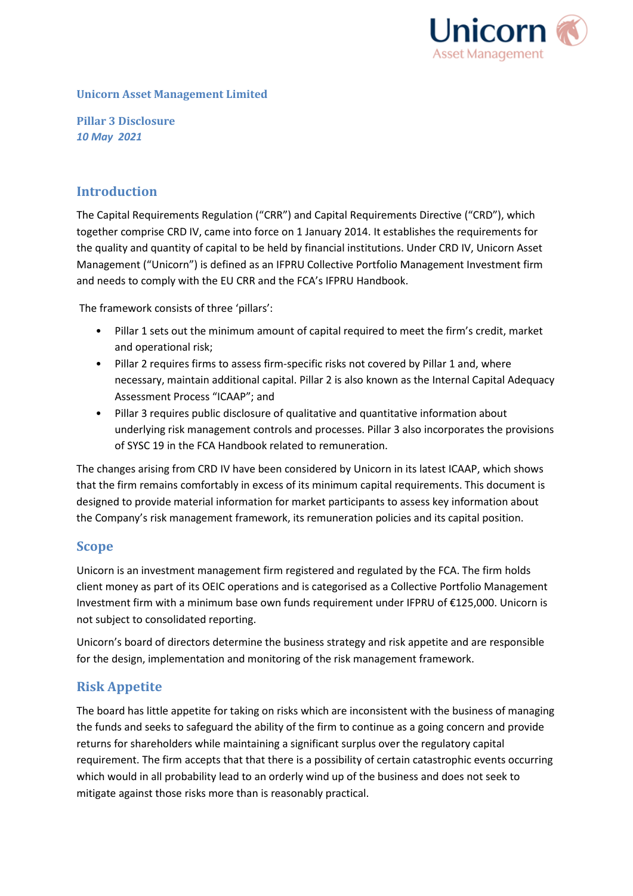**Unicorn Asset Management Limited**

**Pillar 3 Disclosure**
***10 May 2021***

## Introduction

The Capital Requirements Regulation ("CRR") and Capital Requirements Directive ("CRD"), which together comprise CRD IV, came into force on 1 January 2014. It establishes the requirements for the quality and quantity of capital to be held by financial institutions. Under CRD IV, Unicorn Asset Management ("Unicorn") is defined as an IFPRU Collective Portfolio Management Investment firm and needs to comply with the EU CRR and the FCA's IFPRU Handbook.

The framework consists of three 'pillars':

- Pillar 1 sets out the minimum amount of capital required to meet the firm's credit, market and operational risk;
- Pillar 2 requires firms to assess firm-specific risks not covered by Pillar 1 and, where necessary, maintain additional capital. Pillar 2 is also known as the Internal Capital Adequacy Assessment Process "ICAAP"; and
- Pillar 3 requires public disclosure of qualitative and quantitative information about underlying risk management controls and processes. Pillar 3 also incorporates the provisions of SYSC 19 in the FCA Handbook related to remuneration.

The changes arising from CRD IV have been considered by Unicorn in its latest ICAAP, which shows that the firm remains comfortably in excess of its minimum capital requirements. This document is designed to provide material information for market participants to assess key information about the Company's risk management framework, its remuneration policies and its capital position.

## Scope

Unicorn is an investment management firm registered and regulated by the FCA. The firm holds client money as part of its OEIC operations and is categorised as a Collective Portfolio Management Investment firm with a minimum base own funds requirement under IFPRU of €125,000. Unicorn is not subject to consolidated reporting.

Unicorn's board of directors determine the business strategy and risk appetite and are responsible for the design, implementation and monitoring of the risk management framework.

## Risk Appetite

The board has little appetite for taking on risks which are inconsistent with the business of managing the funds and seeks to safeguard the ability of the firm to continue as a going concern and provide returns for shareholders while maintaining a significant surplus over the regulatory capital requirement. The firm accepts that that there is a possibility of certain catastrophic events occurring which would in all probability lead to an orderly wind up of the business and does not seek to mitigate against those risks more than is reasonably practical.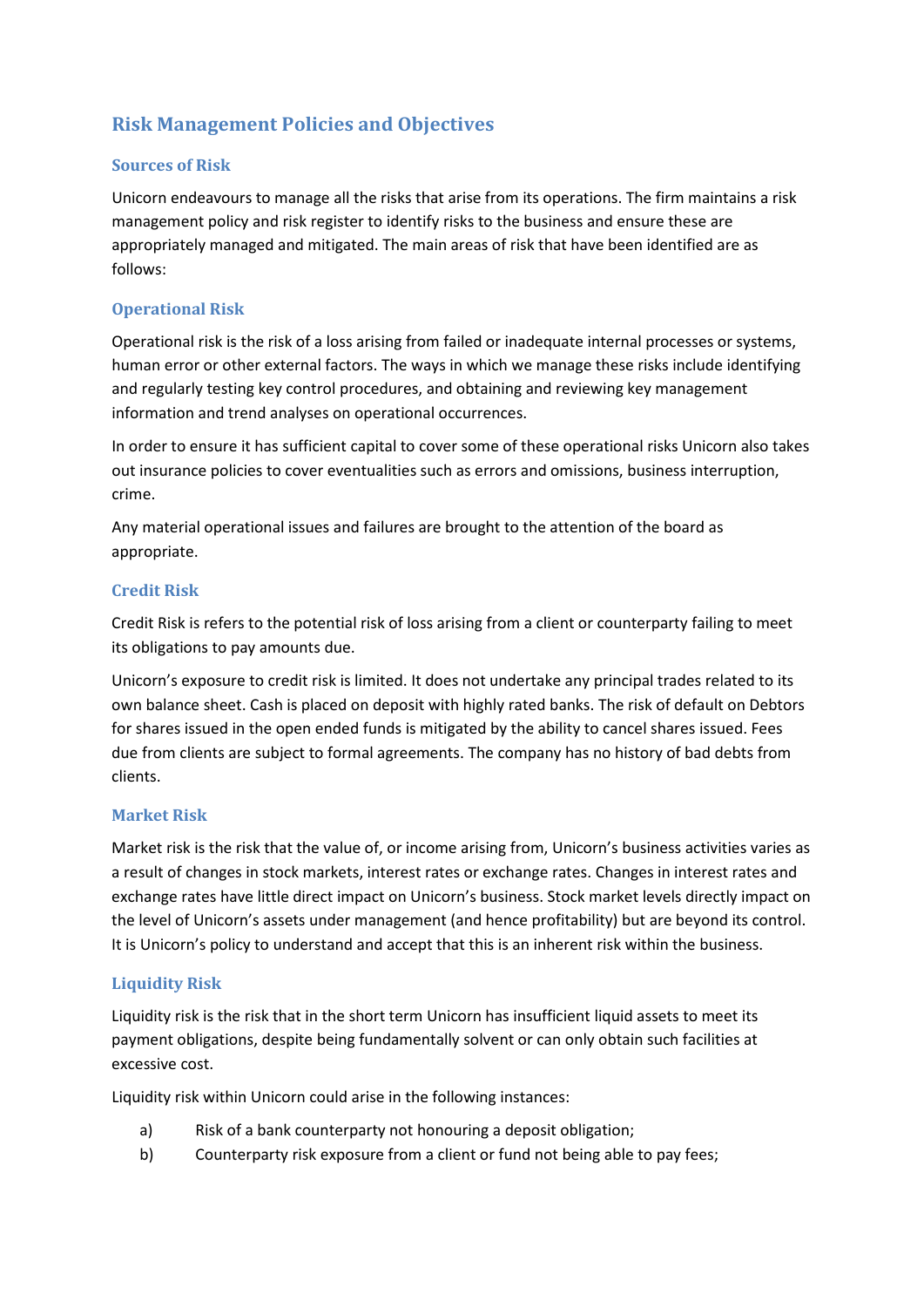## Risk Management Policies and Objectives

### Sources of Risk

Unicorn endeavours to manage all the risks that arise from its operations. The firm maintains a risk management policy and risk register to identify risks to the business and ensure these are appropriately managed and mitigated. The main areas of risk that have been identified are as follows:

### Operational Risk

Operational risk is the risk of a loss arising from failed or inadequate internal processes or systems, human error or other external factors. The ways in which we manage these risks include identifying and regularly testing key control procedures, and obtaining and reviewing key management information and trend analyses on operational occurrences.

In order to ensure it has sufficient capital to cover some of these operational risks Unicorn also takes out insurance policies to cover eventualities such as errors and omissions, business interruption, crime.

Any material operational issues and failures are brought to the attention of the board as appropriate.

### Credit Risk

Credit Risk is refers to the potential risk of loss arising from a client or counterparty failing to meet its obligations to pay amounts due.

Unicorn's exposure to credit risk is limited. It does not undertake any principal trades related to its own balance sheet. Cash is placed on deposit with highly rated banks. The risk of default on Debtors for shares issued in the open ended funds is mitigated by the ability to cancel shares issued. Fees due from clients are subject to formal agreements. The company has no history of bad debts from clients.

### Market Risk

Market risk is the risk that the value of, or income arising from, Unicorn's business activities varies as a result of changes in stock markets, interest rates or exchange rates. Changes in interest rates and exchange rates have little direct impact on Unicorn's business. Stock market levels directly impact on the level of Unicorn's assets under management (and hence profitability) but are beyond its control. It is Unicorn's policy to understand and accept that this is an inherent risk within the business.

### Liquidity Risk

Liquidity risk is the risk that in the short term Unicorn has insufficient liquid assets to meet its payment obligations, despite being fundamentally solvent or can only obtain such facilities at excessive cost.

Liquidity risk within Unicorn could arise in the following instances:

a) Risk of a bank counterparty not honouring a deposit obligation;
b) Counterparty risk exposure from a client or fund not being able to pay fees;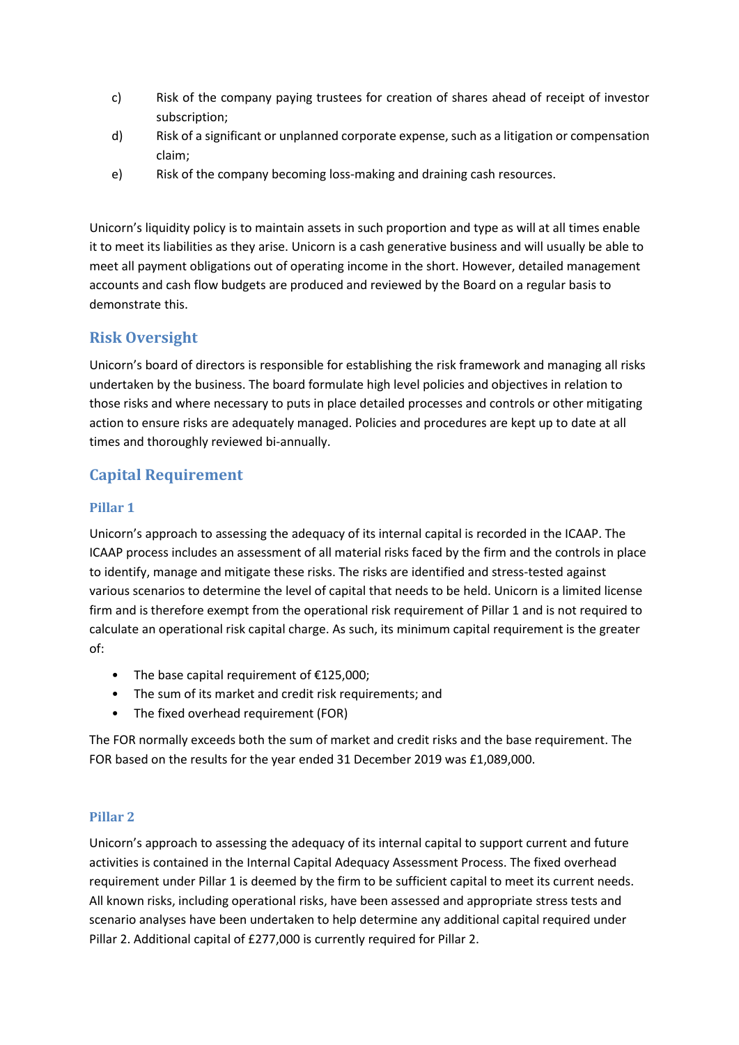c) Risk of the company paying trustees for creation of shares ahead of receipt of investor subscription;

d) Risk of a significant or unplanned corporate expense, such as a litigation or compensation claim;

e) Risk of the company becoming loss-making and draining cash resources.

Unicorn's liquidity policy is to maintain assets in such proportion and type as will at all times enable it to meet its liabilities as they arise. Unicorn is a cash generative business and will usually be able to meet all payment obligations out of operating income in the short. However, detailed management accounts and cash flow budgets are produced and reviewed by the Board on a regular basis to demonstrate this.

## Risk Oversight

Unicorn's board of directors is responsible for establishing the risk framework and managing all risks undertaken by the business. The board formulate high level policies and objectives in relation to those risks and where necessary to puts in place detailed processes and controls or other mitigating action to ensure risks are adequately managed. Policies and procedures are kept up to date at all times and thoroughly reviewed bi-annually.

## Capital Requirement

### Pillar 1

Unicorn's approach to assessing the adequacy of its internal capital is recorded in the ICAAP. The ICAAP process includes an assessment of all material risks faced by the firm and the controls in place to identify, manage and mitigate these risks. The risks are identified and stress-tested against various scenarios to determine the level of capital that needs to be held. Unicorn is a limited license firm and is therefore exempt from the operational risk requirement of Pillar 1 and is not required to calculate an operational risk capital charge. As such, its minimum capital requirement is the greater of:

- The base capital requirement of €125,000;
- The sum of its market and credit risk requirements; and
- The fixed overhead requirement (FOR)

The FOR normally exceeds both the sum of market and credit risks and the base requirement. The FOR based on the results for the year ended 31 December 2019 was £1,089,000.

### Pillar 2

Unicorn's approach to assessing the adequacy of its internal capital to support current and future activities is contained in the Internal Capital Adequacy Assessment Process. The fixed overhead requirement under Pillar 1 is deemed by the firm to be sufficient capital to meet its current needs. All known risks, including operational risks, have been assessed and appropriate stress tests and scenario analyses have been undertaken to help determine any additional capital required under Pillar 2. Additional capital of £277,000 is currently required for Pillar 2.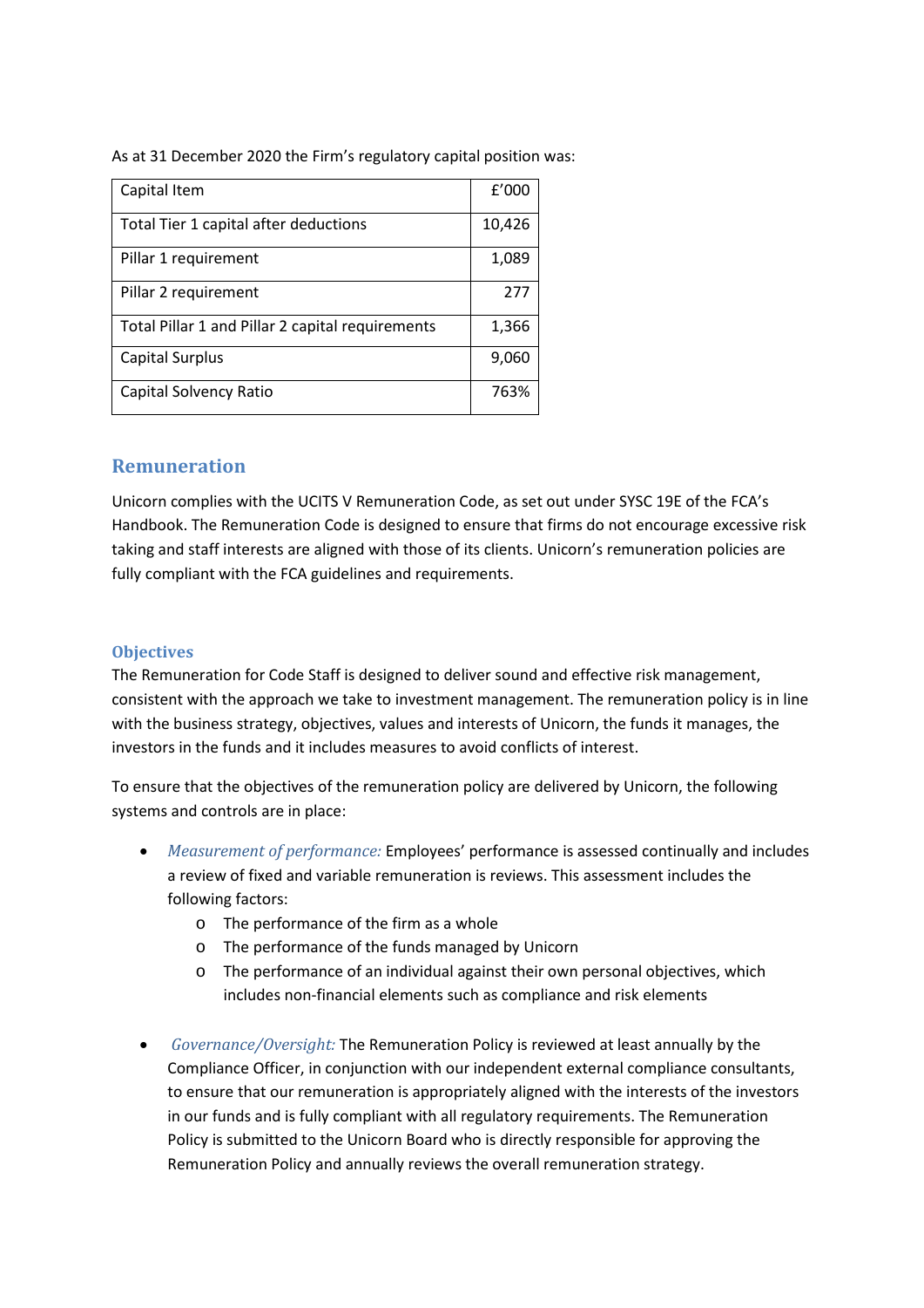As at 31 December 2020 the Firm's regulatory capital position was:

| Capital Item | £'000 |
|---|---|
| Total Tier 1 capital after deductions | 10,426 |
| Pillar 1 requirement | 1,089 |
| Pillar 2 requirement | 277 |
| Total Pillar 1 and Pillar 2 capital requirements | 1,366 |
| Capital Surplus | 9,060 |
| Capital Solvency Ratio | 763% |

## Remuneration

Unicorn complies with the UCITS V Remuneration Code, as set out under SYSC 19E of the FCA's Handbook. The Remuneration Code is designed to ensure that firms do not encourage excessive risk taking and staff interests are aligned with those of its clients. Unicorn's remuneration policies are fully compliant with the FCA guidelines and requirements.

### Objectives

The Remuneration for Code Staff is designed to deliver sound and effective risk management, consistent with the approach we take to investment management. The remuneration policy is in line with the business strategy, objectives, values and interests of Unicorn, the funds it manages, the investors in the funds and it includes measures to avoid conflicts of interest.

To ensure that the objectives of the remuneration policy are delivered by Unicorn, the following systems and controls are in place:

- *Measurement of performance:* Employees' performance is assessed continually and includes a review of fixed and variable remuneration is reviews. This assessment includes the following factors:
  - The performance of the firm as a whole
  - The performance of the funds managed by Unicorn
  - The performance of an individual against their own personal objectives, which includes non-financial elements such as compliance and risk elements

- *Governance/Oversight:* The Remuneration Policy is reviewed at least annually by the Compliance Officer, in conjunction with our independent external compliance consultants, to ensure that our remuneration is appropriately aligned with the interests of the investors in our funds and is fully compliant with all regulatory requirements. The Remuneration Policy is submitted to the Unicorn Board who is directly responsible for approving the Remuneration Policy and annually reviews the overall remuneration strategy.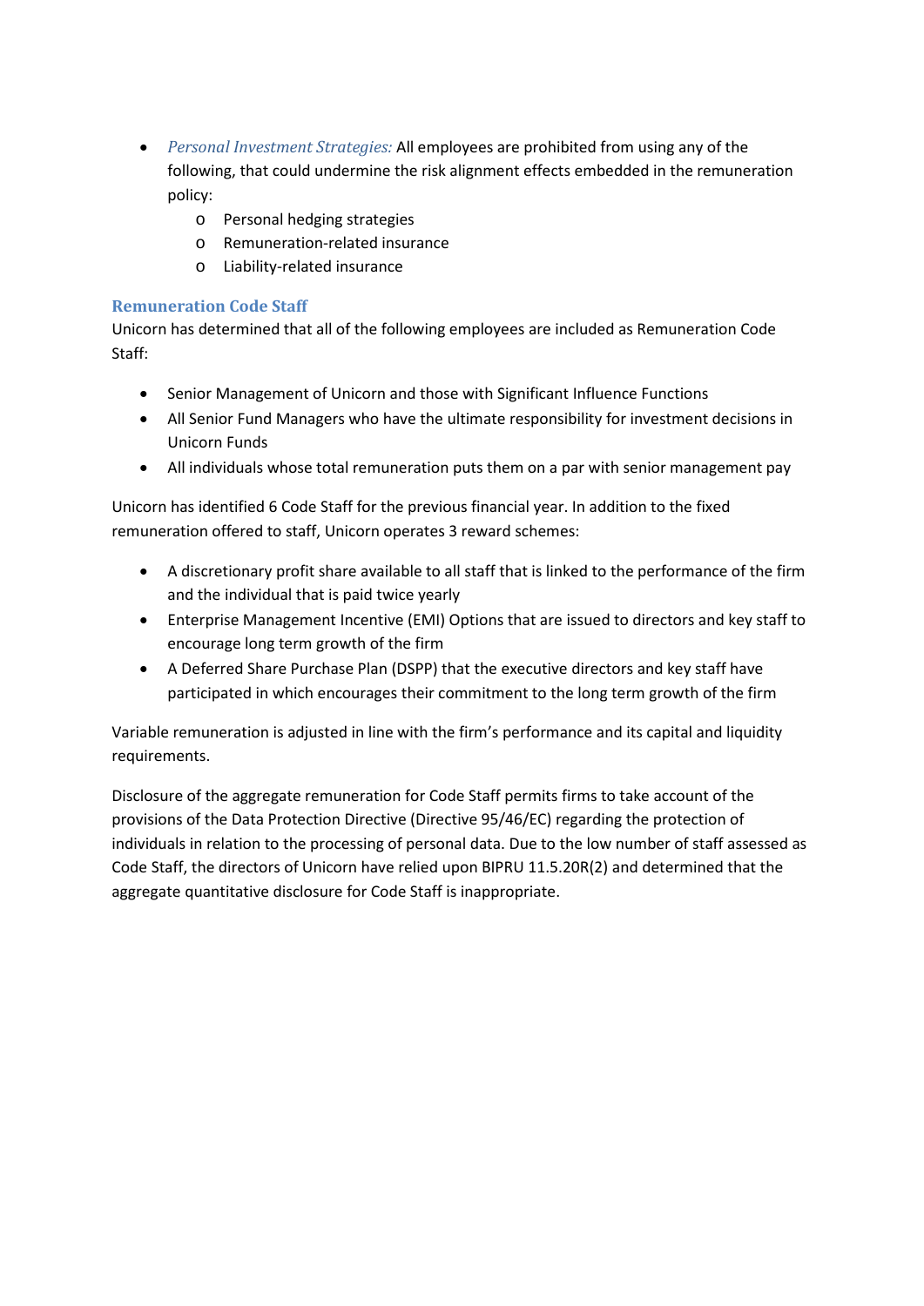- *Personal Investment Strategies:* All employees are prohibited from using any of the following, that could undermine the risk alignment effects embedded in the remuneration policy:
  - Personal hedging strategies
  - Remuneration-related insurance
  - Liability-related insurance

### Remuneration Code Staff

Unicorn has determined that all of the following employees are included as Remuneration Code Staff:

- Senior Management of Unicorn and those with Significant Influence Functions
- All Senior Fund Managers who have the ultimate responsibility for investment decisions in Unicorn Funds
- All individuals whose total remuneration puts them on a par with senior management pay

Unicorn has identified 6 Code Staff for the previous financial year. In addition to the fixed remuneration offered to staff, Unicorn operates 3 reward schemes:

- A discretionary profit share available to all staff that is linked to the performance of the firm and the individual that is paid twice yearly
- Enterprise Management Incentive (EMI) Options that are issued to directors and key staff to encourage long term growth of the firm
- A Deferred Share Purchase Plan (DSPP) that the executive directors and key staff have participated in which encourages their commitment to the long term growth of the firm

Variable remuneration is adjusted in line with the firm's performance and its capital and liquidity requirements.

Disclosure of the aggregate remuneration for Code Staff permits firms to take account of the provisions of the Data Protection Directive (Directive 95/46/EC) regarding the protection of individuals in relation to the processing of personal data. Due to the low number of staff assessed as Code Staff, the directors of Unicorn have relied upon BIPRU 11.5.20R(2) and determined that the aggregate quantitative disclosure for Code Staff is inappropriate.